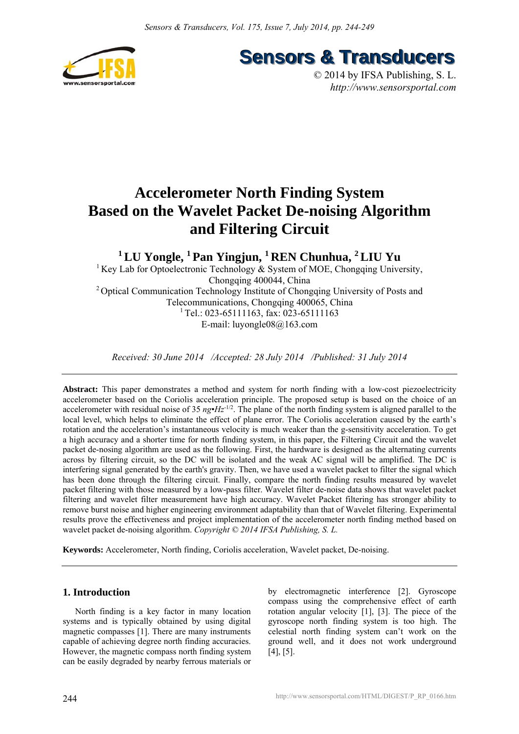Sensors & Transducers

© 2014 by IFSA Publishing, S. L.
*http://www.sensorsportal.com*

# Accelerometer North Finding System Based on the Wavelet Packet De-noising Algorithm and Filtering Circuit

**[1] LU Yongle, [1] Pan Yingjun, [1] REN Chunhua, [2] LIU Yu**

[1] Key Lab for Optoelectronic Technology & System of MOE, Chongqing University, Chongqing 400044, China

[2] Optical Communication Technology Institute of Chongqing University of Posts and Telecommunications, Chongqing 400065, China

[1] Tel.: 023-65111163, fax: 023-65111163

E-mail: luyongle08@163.com

*Received: 30 June 2014 /Accepted: 28 July 2014 /Published: 31 July 2014*

---

**Abstract:** This paper demonstrates a method and system for north finding with a low-cost piezoelectricity accelerometer based on the Coriolis acceleration principle. The proposed setup is based on the choice of an accelerometer with residual noise of 35 $ng{\bullet}Hz^{-1/2}$. The plane of the north finding system is aligned parallel to the local level, which helps to eliminate the effect of plane error. The Coriolis acceleration caused by the earth's rotation and the acceleration's instantaneous velocity is much weaker than the g-sensitivity acceleration. To get a high accuracy and a shorter time for north finding system, in this paper, the Filtering Circuit and the wavelet packet de-nosing algorithm are used as the following. First, the hardware is designed as the alternating currents across by filtering circuit, so the DC will be isolated and the weak AC signal will be amplified. The DC is interfering signal generated by the earth's gravity. Then, we have used a wavelet packet to filter the signal which has been done through the filtering circuit. Finally, compare the north finding results measured by wavelet packet filtering with those measured by a low-pass filter. Wavelet filter de-noise data shows that wavelet packet filtering and wavelet filter measurement have high accuracy. Wavelet Packet filtering has stronger ability to remove burst noise and higher engineering environment adaptability than that of Wavelet filtering. Experimental results prove the effectiveness and project implementation of the accelerometer north finding method based on wavelet packet de-noising algorithm. *Copyright © 2014 IFSA Publishing, S. L.*

**Keywords:** Accelerometer, North finding, Coriolis acceleration, Wavelet packet, De-noising.

---

## 1. Introduction

North finding is a key factor in many location systems and is typically obtained by using digital magnetic compasses [1]. There are many instruments capable of achieving degree north finding accuracies. However, the magnetic compass north finding system can be easily degraded by nearby ferrous materials or by electromagnetic interference [2]. Gyroscope compass using the comprehensive effect of earth rotation angular velocity [1], [3]. The piece of the gyroscope north finding system is too high. The celestial north finding system can't work on the ground well, and it does not work underground [4], [5].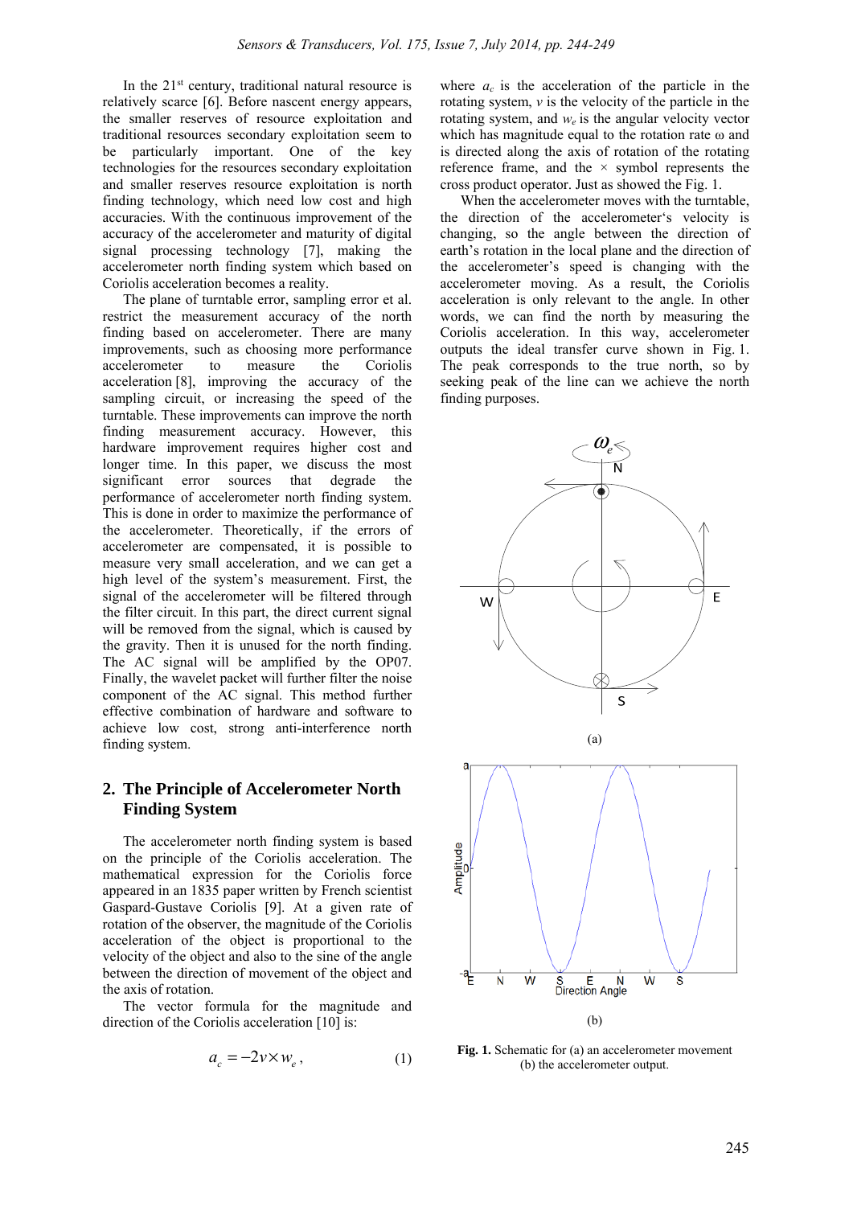In the 21st century, traditional natural resource is relatively scarce [6]. Before nascent energy appears, the smaller reserves of resource exploitation and traditional resources secondary exploitation seem to be particularly important. One of the key technologies for the resources secondary exploitation and smaller reserves resource exploitation is north finding technology, which need low cost and high accuracies. With the continuous improvement of the accuracy of the accelerometer and maturity of digital signal processing technology [7], making the accelerometer north finding system which based on Coriolis acceleration becomes a reality.

The plane of turntable error, sampling error et al. restrict the measurement accuracy of the north finding based on accelerometer. There are many improvements, such as choosing more performance accelerometer to measure the Coriolis acceleration [8], improving the accuracy of the sampling circuit, or increasing the speed of the turntable. These improvements can improve the north finding measurement accuracy. However, this hardware improvement requires higher cost and longer time. In this paper, we discuss the most significant error sources that degrade the performance of accelerometer north finding system. This is done in order to maximize the performance of the accelerometer. Theoretically, if the errors of accelerometer are compensated, it is possible to measure very small acceleration, and we can get a high level of the system's measurement. First, the signal of the accelerometer will be filtered through the filter circuit. In this part, the direct current signal will be removed from the signal, which is caused by the gravity. Then it is unused for the north finding. The AC signal will be amplified by the OP07. Finally, the wavelet packet will further filter the noise component of the AC signal. This method further effective combination of hardware and software to achieve low cost, strong anti-interference north finding system.

## 2. The Principle of Accelerometer North Finding System

The accelerometer north finding system is based on the principle of the Coriolis acceleration. The mathematical expression for the Coriolis force appeared in an 1835 paper written by French scientist Gaspard-Gustave Coriolis [9]. At a given rate of rotation of the observer, the magnitude of the Coriolis acceleration of the object is proportional to the velocity of the object and also to the sine of the angle between the direction of movement of the object and the axis of rotation.

The vector formula for the magnitude and direction of the Coriolis acceleration [10] is:

$$a_c = -2v \times w_e , \tag{1}$$

where $a_c$ is the acceleration of the particle in the rotating system, $v$ is the velocity of the particle in the rotating system, and $w_e$ is the angular velocity vector which has magnitude equal to the rotation rate ω and is directed along the axis of rotation of the rotating reference frame, and the × symbol represents the cross product operator. Just as showed the Fig. 1.

When the accelerometer moves with the turntable, the direction of the accelerometer's velocity is changing, so the angle between the direction of earth's rotation in the local plane and the direction of the accelerometer's speed is changing with the accelerometer moving. As a result, the Coriolis acceleration is only relevant to the angle. In other words, we can find the north by measuring the Coriolis acceleration. In this way, accelerometer outputs the ideal transfer curve shown in Fig. 1. The peak corresponds to the true north, so by seeking peak of the line can we achieve the north finding purposes.

(a)

(b)

**Fig. 1.** Schematic for (a) an accelerometer movement (b) the accelerometer output.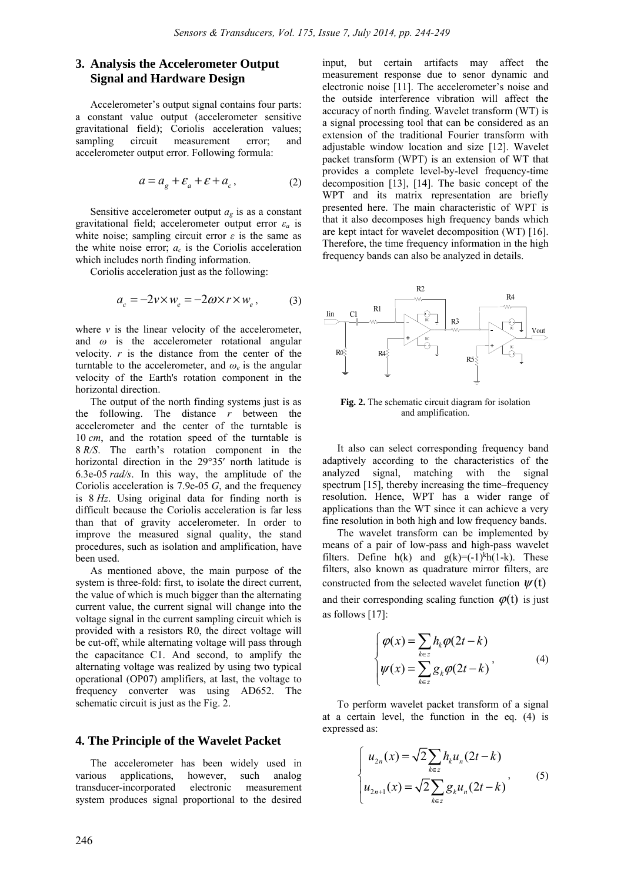## 3. Analysis the Accelerometer Output Signal and Hardware Design

Accelerometer's output signal contains four parts: a constant value output (accelerometer sensitive gravitational field); Coriolis acceleration values; sampling circuit measurement error; and accelerometer output error. Following formula:

$$a = a_g + \varepsilon_a + \varepsilon + a_c, \tag{2}$$

Sensitive accelerometer output $a_g$ is as a constant gravitational field; accelerometer output error $\varepsilon_a$ is white noise; sampling circuit error $\varepsilon$ is the same as the white noise error; $a_c$ is the Coriolis acceleration which includes north finding information.

Coriolis acceleration just as the following:

$$a_c = -2v \times w_e = -2\omega \times r \times w_e, \tag{3}$$

where $v$ is the linear velocity of the accelerometer, and $\omega$ is the accelerometer rotational angular velocity. $r$ is the distance from the center of the turntable to the accelerometer, and $\omega_e$ is the angular velocity of the Earth's rotation component in the horizontal direction.

The output of the north finding systems just is as the following. The distance $r$ between the accelerometer and the center of the turntable is 10 *cm*, and the rotation speed of the turntable is 8 *R/S*. The earth's rotation component in the horizontal direction in the 29°35′ north latitude is 6.3e-05 *rad/s*. In this way, the amplitude of the Coriolis acceleration is 7.9e-05 *G*, and the frequency is 8 *Hz*. Using original data for finding north is difficult because the Coriolis acceleration is far less than that of gravity accelerometer. In order to improve the measured signal quality, the stand procedures, such as isolation and amplification, have been used.

As mentioned above, the main purpose of the system is three-fold: first, to isolate the direct current, the value of which is much bigger than the alternating current value, the current signal will change into the voltage signal in the current sampling circuit which is provided with a resistors R0, the direct voltage will be cut-off, while alternating voltage will pass through the capacitance C1. And second, to amplify the alternating voltage was realized by using two typical operational (OP07) amplifiers, at last, the voltage to frequency converter was using AD652. The schematic circuit is just as the Fig. 2.

## 4. The Principle of the Wavelet Packet

The accelerometer has been widely used in various applications, however, such analog transducer-incorporated electronic measurement system produces signal proportional to the desired input, but certain artifacts may affect the measurement response due to senor dynamic and electronic noise [11]. The accelerometer's noise and the outside interference vibration will affect the accuracy of north finding. Wavelet transform (WT) is a signal processing tool that can be considered as an extension of the traditional Fourier transform with adjustable window location and size [12]. Wavelet packet transform (WPT) is an extension of WT that provides a complete level-by-level frequency-time decomposition [13], [14]. The basic concept of the WPT and its matrix representation are briefly presented here. The main characteristic of WPT is that it also decomposes high frequency bands which are kept intact for wavelet decomposition (WT) [16]. Therefore, the time frequency information in the high frequency bands can also be analyzed in details.

**Fig. 2.** The schematic circuit diagram for isolation and amplification.

It also can select corresponding frequency band adaptively according to the characteristics of the analyzed signal, matching with the signal spectrum [15], thereby increasing the time–frequency resolution. Hence, WPT has a wider range of applications than the WT since it can achieve a very fine resolution in both high and low frequency bands.

The wavelet transform can be implemented by means of a pair of low-pass and high-pass wavelet filters. Define h(k) and $g(k)=(-1)^k h(1-k)$. These filters, also known as quadrature mirror filters, are constructed from the selected wavelet function $\psi(t)$ and their corresponding scaling function $\varphi(t)$ is just as follows [17]:

$$\begin{cases} \varphi(x) = \sum_{k \in z} h_k \varphi(2t-k) \\ \psi(x) = \sum_{k \in z} g_k \varphi(2t-k) \end{cases}, \tag{4}$$

To perform wavelet packet transform of a signal at a certain level, the function in the eq. (4) is expressed as:

$$\begin{cases} u_{2n}(x) = \sqrt{2} \sum_{k \in z} h_k u_n(2t-k) \\ u_{2n+1}(x) = \sqrt{2} \sum_{k \in z} g_k u_n(2t-k) \end{cases}, \tag{5}$$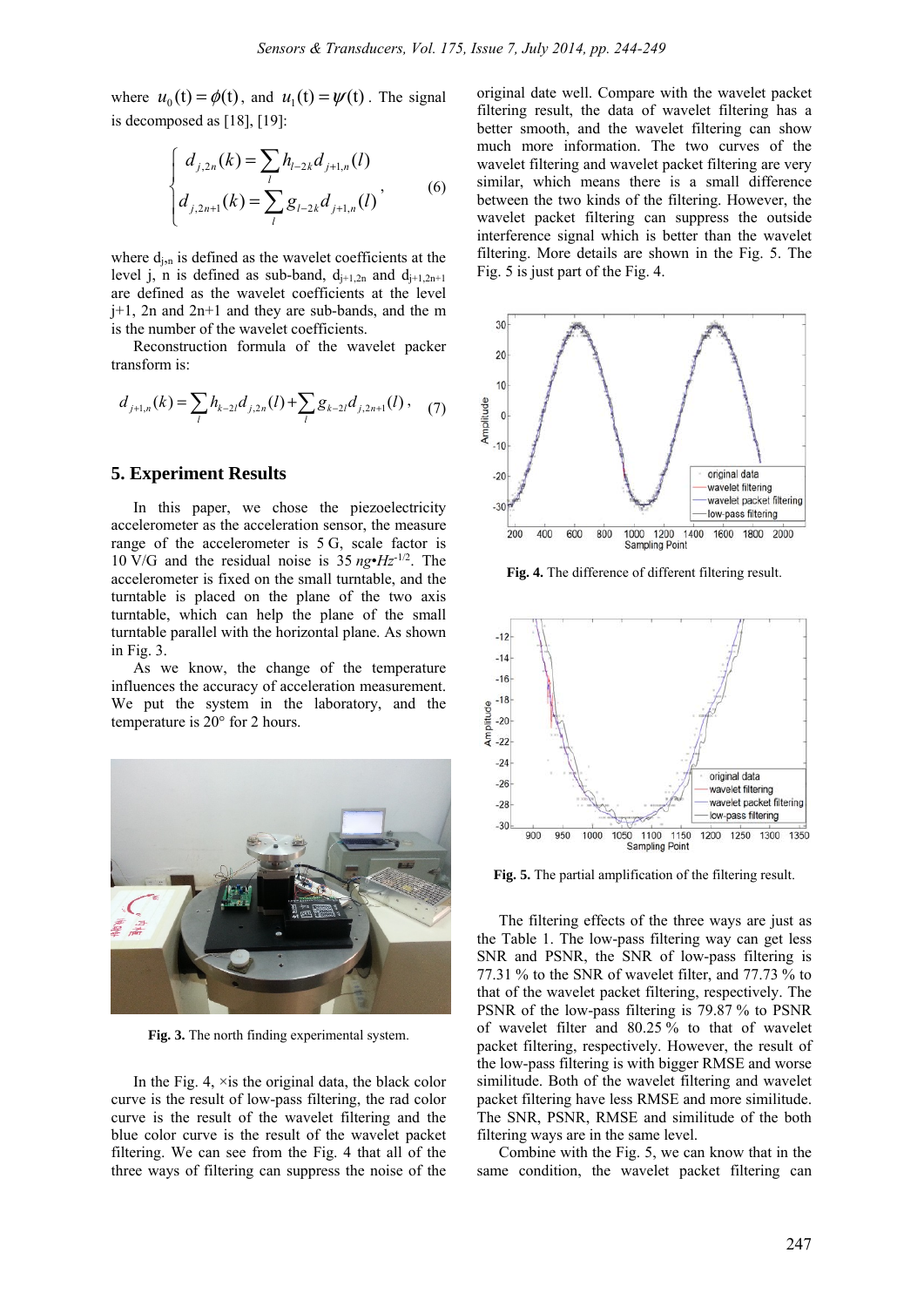where $u_0(t) = \phi(t)$, and $u_1(t) = \psi(t)$. The signal is decomposed as [18], [19]:

$$\begin{cases} d_{j,2n}(k) = \sum_l h_{l-2k} d_{j+1,n}(l) \\ d_{j,2n+1}(k) = \sum_l g_{l-2k} d_{j+1,n}(l) \end{cases}, \tag{6}$$

where $d_{j,n}$ is defined as the wavelet coefficients at the level j, n is defined as sub-band, $d_{j+1,2n}$ and $d_{j+1,2n+1}$ are defined as the wavelet coefficients at the level j+1, 2n and 2n+1 and they are sub-bands, and the m is the number of the wavelet coefficients.

Reconstruction formula of the wavelet packer transform is:

$$d_{j+1,n}(k) = \sum_l h_{k-2l} d_{j,2n}(l) + \sum_l g_{k-2l} d_{j,2n+1}(l), \tag{7}$$

## 5. Experiment Results

In this paper, we chose the piezoelectricity accelerometer as the acceleration sensor, the measure range of the accelerometer is 5 G, scale factor is 10 V/G and the residual noise is 35 $ng \cdot Hz^{-1/2}$. The accelerometer is fixed on the small turntable, and the turntable is placed on the plane of the two axis turntable, which can help the plane of the small turntable parallel with the horizontal plane. As shown in Fig. 3.

As we know, the change of the temperature influences the accuracy of acceleration measurement. We put the system in the laboratory, and the temperature is 20° for 2 hours.

**Fig. 3.** The north finding experimental system.

In the Fig. 4, ×is the original data, the black color curve is the result of low-pass filtering, the rad color curve is the result of the wavelet filtering and the blue color curve is the result of the wavelet packet filtering. We can see from the Fig. 4 that all of the three ways of filtering can suppress the noise of the original date well. Compare with the wavelet packet filtering result, the data of wavelet filtering has a better smooth, and the wavelet filtering can show much more information. The two curves of the wavelet filtering and wavelet packet filtering are very similar, which means there is a small difference between the two kinds of the filtering. However, the wavelet packet filtering can suppress the outside interference signal which is better than the wavelet filtering. More details are shown in the Fig. 5. The Fig. 5 is just part of the Fig. 4.

**Fig. 4.** The difference of different filtering result.

**Fig. 5.** The partial amplification of the filtering result.

The filtering effects of the three ways are just as the Table 1. The low-pass filtering way can get less SNR and PSNR, the SNR of low-pass filtering is 77.31 % to the SNR of wavelet filter, and 77.73 % to that of the wavelet packet filtering, respectively. The PSNR of the low-pass filtering is 79.87 % to PSNR of wavelet filter and 80.25 % to that of wavelet packet filtering, respectively. However, the result of the low-pass filtering is with bigger RMSE and worse similitude. Both of the wavelet filtering and wavelet packet filtering have less RMSE and more similitude. The SNR, PSNR, RMSE and similitude of the both filtering ways are in the same level.

Combine with the Fig. 5, we can know that in the same condition, the wavelet packet filtering can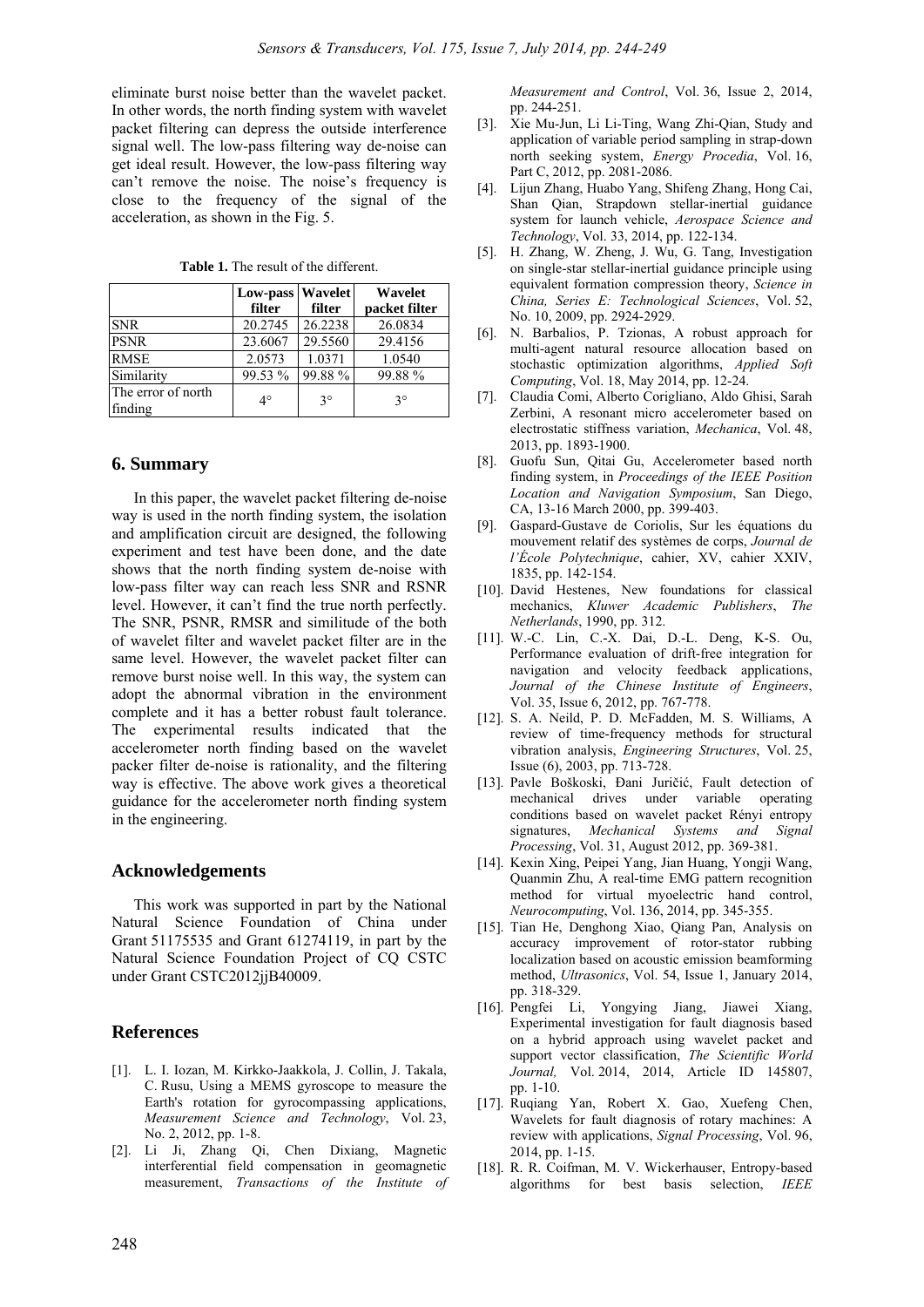eliminate burst noise better than the wavelet packet. In other words, the north finding system with wavelet packet filtering can depress the outside interference signal well. The low-pass filtering way de-noise can get ideal result. However, the low-pass filtering way can't remove the noise. The noise's frequency is close to the frequency of the signal of the acceleration, as shown in the Fig. 5.

**Table 1.** The result of the different.

| | Low-pass filter | Wavelet filter | Wavelet packet filter |
|---|---|---|---|
| SNR | 20.2745 | 26.2238 | 26.0834 |
| PSNR | 23.6067 | 29.5560 | 29.4156 |
| RMSE | 2.0573 | 1.0371 | 1.0540 |
| Similarity | 99.53 % | 99.88 % | 99.88 % |
| The error of north finding | 4° | 3° | 3° |

## 6. Summary

In this paper, the wavelet packet filtering de-noise way is used in the north finding system, the isolation and amplification circuit are designed, the following experiment and test have been done, and the date shows that the north finding system de-noise with low-pass filter way can reach less SNR and RSNR level. However, it can't find the true north perfectly. The SNR, PSNR, RMSR and similitude of the both of wavelet filter and wavelet packet filter are in the same level. However, the wavelet packet filter can remove burst noise well. In this way, the system can adopt the abnormal vibration in the environment complete and it has a better robust fault tolerance. The experimental results indicated that the accelerometer north finding based on the wavelet packer filter de-noise is rationality, and the filtering way is effective. The above work gives a theoretical guidance for the accelerometer north finding system in the engineering.

## Acknowledgements

This work was supported in part by the National Natural Science Foundation of China under Grant 51175535 and Grant 61274119, in part by the Natural Science Foundation Project of CQ CSTC under Grant CSTC2012jjB40009.

## References

[1]. L. I. Iozan, M. Kirkko-Jaakkola, J. Collin, J. Takala, C. Rusu, Using a MEMS gyroscope to measure the Earth's rotation for gyrocompassing applications, *Measurement Science and Technology*, Vol. 23, No. 2, 2012, pp. 1-8.

[2]. Li Ji, Zhang Qi, Chen Dixiang, Magnetic interferential field compensation in geomagnetic measurement, *Transactions of the Institute of Measurement and Control*, Vol. 36, Issue 2, 2014, pp. 244-251.

[3]. Xie Mu-Jun, Li Li-Ting, Wang Zhi-Qian, Study and application of variable period sampling in strap-down north seeking system, *Energy Procedia*, Vol. 16, Part C, 2012, pp. 2081-2086.

[4]. Lijun Zhang, Huabo Yang, Shifeng Zhang, Hong Cai, Shan Qian, Strapdown stellar-inertial guidance system for launch vehicle, *Aerospace Science and Technology*, Vol. 33, 2014, pp. 122-134.

[5]. H. Zhang, W. Zheng, J. Wu, G. Tang, Investigation on single-star stellar-inertial guidance principle using equivalent formation compression theory, *Science in China, Series E: Technological Sciences*, Vol. 52, No. 10, 2009, pp. 2924-2929.

[6]. N. Barbalios, P. Tzionas, A robust approach for multi-agent natural resource allocation based on stochastic optimization algorithms, *Applied Soft Computing*, Vol. 18, May 2014, pp. 12-24.

[7]. Claudia Comi, Alberto Corigliano, Aldo Ghisi, Sarah Zerbini, A resonant micro accelerometer based on electrostatic stiffness variation, *Mechanica*, Vol. 48, 2013, pp. 1893-1900.

[8]. Guofu Sun, Qitai Gu, Accelerometer based north finding system, in *Proceedings of the IEEE Position Location and Navigation Symposium*, San Diego, CA, 13-16 March 2000, pp. 399-403.

[9]. Gaspard-Gustave de Coriolis, Sur les équations du mouvement relatif des systèmes de corps, *Journal de l'École Polytechnique*, cahier, XV, cahier XXIV, 1835, pp. 142-154.

[10]. David Hestenes, New foundations for classical mechanics, *Kluwer Academic Publishers*, *The Netherlands*, 1990, pp. 312.

[11]. W.-C. Lin, C.-X. Dai, D.-L. Deng, K-S. Ou, Performance evaluation of drift-free integration for navigation and velocity feedback applications, *Journal of the Chinese Institute of Engineers*, Vol. 35, Issue 6, 2012, pp. 767-778.

[12]. S. A. Neild, P. D. McFadden, M. S. Williams, A review of time-frequency methods for structural vibration analysis, *Engineering Structures*, Vol. 25, Issue (6), 2003, pp. 713-728.

[13]. Pavle Boškoski, Đani Juričić, Fault detection of mechanical drives under variable operating conditions based on wavelet packet Rényi entropy signatures, *Mechanical Systems and Signal Processing*, Vol. 31, August 2012, pp. 369-381.

[14]. Kexin Xing, Peipei Yang, Jian Huang, Yongji Wang, Quanmin Zhu, A real-time EMG pattern recognition method for virtual myoelectric hand control, *Neurocomputing*, Vol. 136, 2014, pp. 345-355.

[15]. Tian He, Denghong Xiao, Qiang Pan, Analysis on accuracy improvement of rotor-stator rubbing localization based on acoustic emission beamforming method, *Ultrasonics*, Vol. 54, Issue 1, January 2014, pp. 318-329.

[16]. Pengfei Li, Yongying Jiang, Jiawei Xiang, Experimental investigation for fault diagnosis based on a hybrid approach using wavelet packet and support vector classification, *The Scientific World Journal,* Vol. 2014, 2014, Article ID 145807, pp. 1-10.

[17]. Ruqiang Yan, Robert X. Gao, Xuefeng Chen, Wavelets for fault diagnosis of rotary machines: A review with applications, *Signal Processing*, Vol. 96, 2014, pp. 1-15.

[18]. R. R. Coifman, M. V. Wickerhauser, Entropy-based algorithms for best basis selection, *IEEE*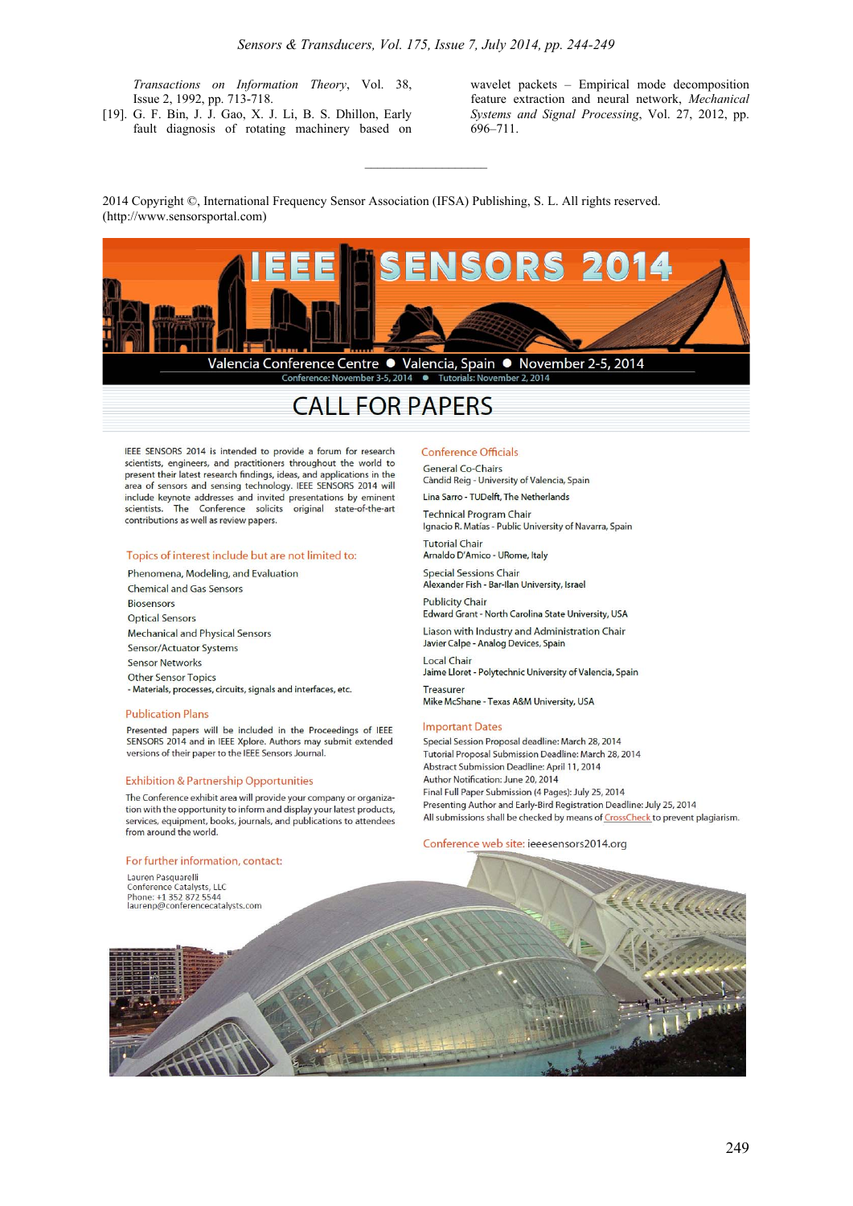Transactions on Information Theory, Vol. 38, Issue 2, 1992, pp. 713-718.

[19]. G. F. Bin, J. J. Gao, X. J. Li, B. S. Dhillon, Early fault diagnosis of rotating machinery based on wavelet packets – Empirical mode decomposition feature extraction and neural network, *Mechanical Systems and Signal Processing*, Vol. 27, 2012, pp. 696–711.

___________________

2014 Copyright ©, International Frequency Sensor Association (IFSA) Publishing, S. L. All rights reserved. (http://www.sensorsportal.com)

# IEEE SENSORS 2014

Valencia Conference Centre ● Valencia, Spain ● November 2-5, 2014

Conference: November 3-5, 2014 ● Tutorials: November 2, 2014

## CALL FOR PAPERS

IEEE SENSORS 2014 is intended to provide a forum for research scientists, engineers, and practitioners throughout the world to present their latest research findings, ideas, and applications in the area of sensors and sensing technology. IEEE SENSORS 2014 will include keynote addresses and invited presentations by eminent scientists. The Conference solicits original state-of-the-art contributions as well as review papers.

### Topics of interest include but are not limited to:

- Phenomena, Modeling, and Evaluation
- Chemical and Gas Sensors
- Biosensors
- Optical Sensors
- Mechanical and Physical Sensors
- Sensor/Actuator Systems
- Sensor Networks
- Other Sensor Topics
- Materials, processes, circuits, signals and interfaces, etc.

### Publication Plans

Presented papers will be included in the Proceedings of IEEE SENSORS 2014 and in IEEE Xplore. Authors may submit extended versions of their paper to the IEEE Sensors Journal.

### Exhibition & Partnership Opportunities

The Conference exhibit area will provide your company or organization with the opportunity to inform and display your latest products, services, equipment, books, journals, and publications to attendees from around the world.

### For further information, contact:

Lauren Pasquarelli
Conference Catalysts, LLC
Phone: +1 352 872 5544
laurenp@conferencecatalysts.com

### Conference Officials

General Co-Chairs
Càndid Reig - University of Valencia, Spain
Lina Sarro - TUDelft, The Netherlands

Technical Program Chair
Ignacio R. Matías - Public University of Navarra, Spain

Tutorial Chair
Arnaldo D'Amico - URome, Italy

Special Sessions Chair
Alexander Fish - Bar-Ilan University, Israel

Publicity Chair
Edward Grant - North Carolina State University, USA

Liason with Industry and Administration Chair
Javier Calpe - Analog Devices, Spain

Local Chair
Jaime Lloret - Polytechnic University of Valencia, Spain

Treasurer
Mike McShane - Texas A&M University, USA

### Important Dates

Special Session Proposal deadline: March 28, 2014
Tutorial Proposal Submission Deadline: March 28, 2014
Abstract Submission Deadline: April 11, 2014
Author Notification: June 20, 2014
Final Full Paper Submission (4 Pages): July 25, 2014
Presenting Author and Early-Bird Registration Deadline: July 25, 2014
All submissions shall be checked by means of CrossCheck to prevent plagiarism.

Conference web site: ieeesensors2014.org